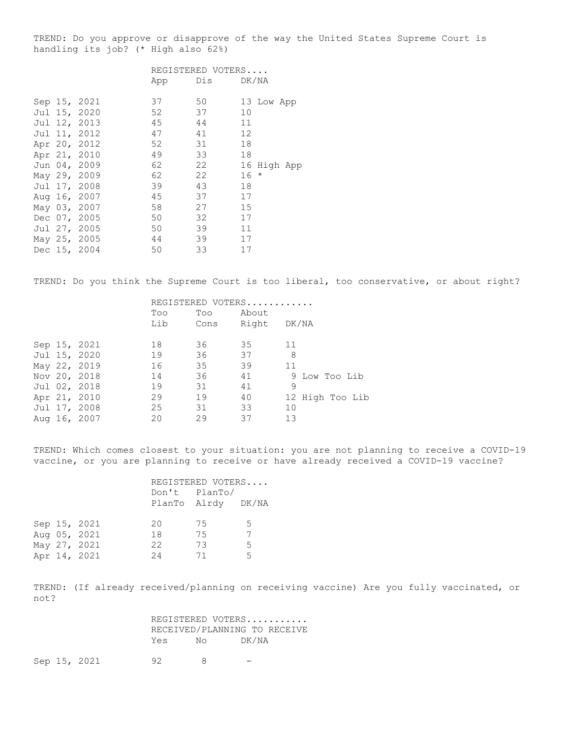TREND: Do you approve or disapprove of the way the United States Supreme Court is handling its job? (* High also 62%)

| | REGISTERED VOTERS.... | | | |
|---|---|---|---|---|
| | App | Dis | DK/NA | |
| Sep 15, 2021 | 37 | 50 | 13 | Low App |
| Jul 15, 2020 | 52 | 37 | 10 | |
| Jul 12, 2013 | 45 | 44 | 11 | |
| Jul 11, 2012 | 47 | 41 | 12 | |
| Apr 20, 2012 | 52 | 31 | 18 | |
| Apr 21, 2010 | 49 | 33 | 18 | |
| Jun 04, 2009 | 62 | 22 | 16 | High App |
| May 29, 2009 | 62 | 22 | 16 | * |
| Jul 17, 2008 | 39 | 43 | 18 | |
| Aug 16, 2007 | 45 | 37 | 17 | |
| May 03, 2007 | 58 | 27 | 15 | |
| Dec 07, 2005 | 50 | 32 | 17 | |
| Jul 27, 2005 | 50 | 39 | 11 | |
| May 25, 2005 | 44 | 39 | 17 | |
| Dec 15, 2004 | 50 | 33 | 17 | |

TREND: Do you think the Supreme Court is too liberal, too conservative, or about right?

| | REGISTERED VOTERS............ | | | | |
|---|---|---|---|---|---|
| | Too Lib | Too Cons | About Right | DK/NA | |
| Sep 15, 2021 | 18 | 36 | 35 | 11 | |
| Jul 15, 2020 | 19 | 36 | 37 | 8 | |
| May 22, 2019 | 16 | 35 | 39 | 11 | |
| Nov 20, 2018 | 14 | 36 | 41 | 9 | Low Too Lib |
| Jul 02, 2018 | 19 | 31 | 41 | 9 | |
| Apr 21, 2010 | 29 | 19 | 40 | 12 | High Too Lib |
| Jul 17, 2008 | 25 | 31 | 33 | 10 | |
| Aug 16, 2007 | 20 | 29 | 37 | 13 | |

TREND: Which comes closest to your situation: you are not planning to receive a COVID-19 vaccine, or you are planning to receive or have already received a COVID-19 vaccine?

| | REGISTERED VOTERS.... | | |
|---|---|---|---|
| | Don't PlanTo | PlanTo/ Alrdy | DK/NA |
| Sep 15, 2021 | 20 | 75 | 5 |
| Aug 05, 2021 | 18 | 75 | 7 |
| May 27, 2021 | 22 | 73 | 5 |
| Apr 14, 2021 | 24 | 71 | 5 |

TREND: (If already received/planning on receiving vaccine) Are you fully vaccinated, or not?

| | REGISTERED VOTERS........... RECEIVED/PLANNING TO RECEIVE | | |
|---|---|---|---|
| | Yes | No | DK/NA |
| Sep 15, 2021 | 92 | 8 | - |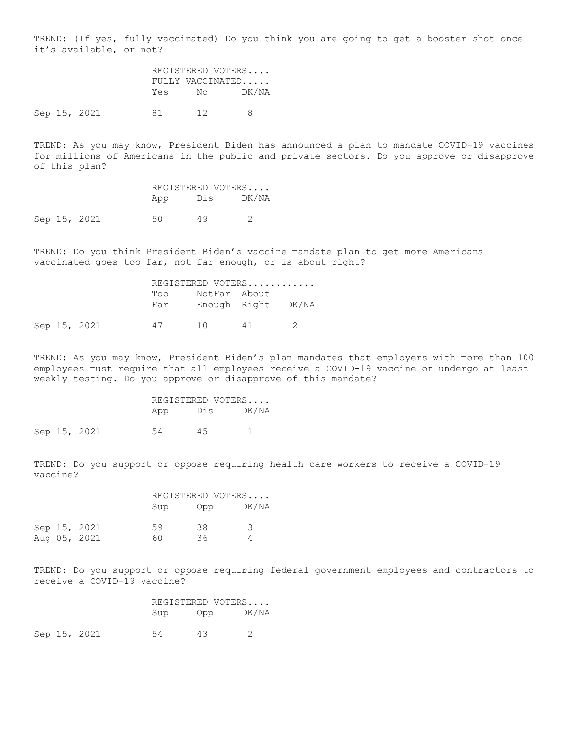TREND: (If yes, fully vaccinated) Do you think you are going to get a booster shot once it's available, or not?

| | REGISTERED VOTERS.... FULLY VACCINATED..... | | |
|---|---|---|---|
| | Yes | No | DK/NA |
| Sep 15, 2021 | 81 | 12 | 8 |

TREND: As you may know, President Biden has announced a plan to mandate COVID-19 vaccines for millions of Americans in the public and private sectors. Do you approve or disapprove of this plan?

| | REGISTERED VOTERS.... | | |
|---|---|---|---|
| | App | Dis | DK/NA |
| Sep 15, 2021 | 50 | 49 | 2 |

TREND: Do you think President Biden's vaccine mandate plan to get more Americans vaccinated goes too far, not far enough, or is about right?

| | REGISTERED VOTERS............ | | | |
|---|---|---|---|---|
| | Too Far | NotFar Enough | About Right | DK/NA |
| Sep 15, 2021 | 47 | 10 | 41 | 2 |

TREND: As you may know, President Biden's plan mandates that employers with more than 100 employees must require that all employees receive a COVID-19 vaccine or undergo at least weekly testing. Do you approve or disapprove of this mandate?

| | REGISTERED VOTERS.... | | |
|---|---|---|---|
| | App | Dis | DK/NA |
| Sep 15, 2021 | 54 | 45 | 1 |

TREND: Do you support or oppose requiring health care workers to receive a COVID-19 vaccine?

| | REGISTERED VOTERS.... | | |
|---|---|---|---|
| | Sup | Opp | DK/NA |
| Sep 15, 2021 | 59 | 38 | 3 |
| Aug 05, 2021 | 60 | 36 | 4 |

TREND: Do you support or oppose requiring federal government employees and contractors to receive a COVID-19 vaccine?

| | REGISTERED VOTERS.... | | |
|---|---|---|---|
| | Sup | Opp | DK/NA |
| Sep 15, 2021 | 54 | 43 | 2 |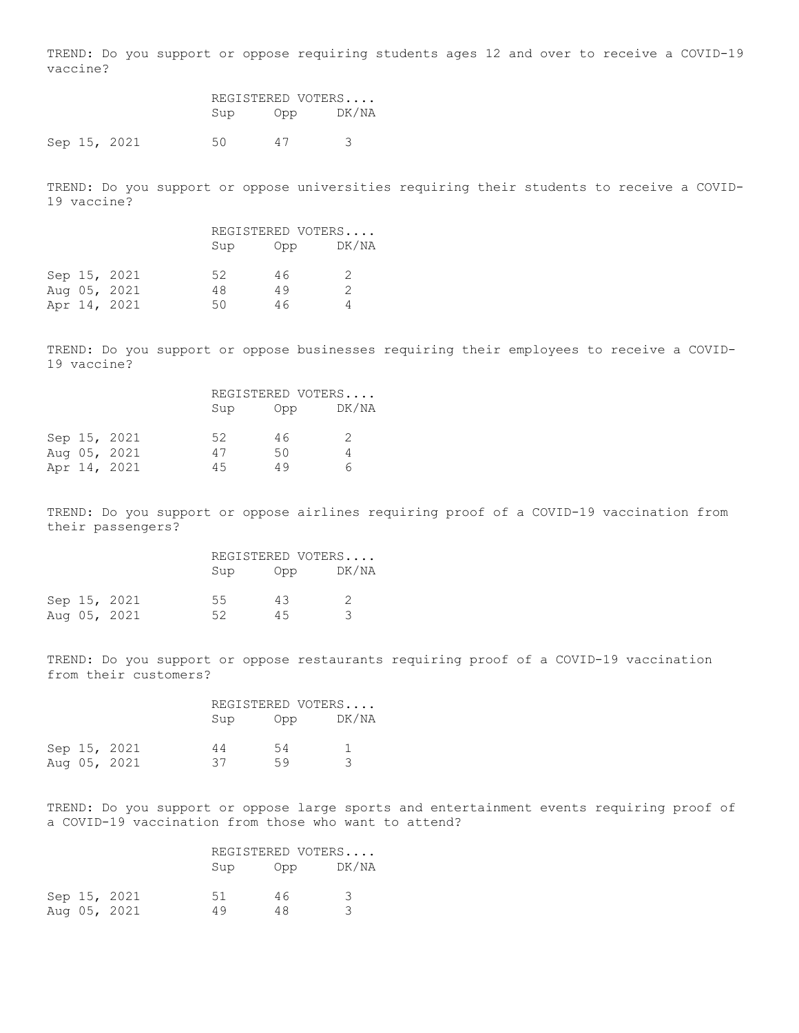TREND: Do you support or oppose requiring students ages 12 and over to receive a COVID-19 vaccine?

| | REGISTERED VOTERS.... | | |
|---|---|---|---|
| | Sup | Opp | DK/NA |
| Sep 15, 2021 | 50 | 47 | 3 |

TREND: Do you support or oppose universities requiring their students to receive a COVID-19 vaccine?

| | REGISTERED VOTERS.... | | |
|---|---|---|---|
| | Sup | Opp | DK/NA |
| Sep 15, 2021 | 52 | 46 | 2 |
| Aug 05, 2021 | 48 | 49 | 2 |
| Apr 14, 2021 | 50 | 46 | 4 |

TREND: Do you support or oppose businesses requiring their employees to receive a COVID-19 vaccine?

| | REGISTERED VOTERS.... | | |
|---|---|---|---|
| | Sup | Opp | DK/NA |
| Sep 15, 2021 | 52 | 46 | 2 |
| Aug 05, 2021 | 47 | 50 | 4 |
| Apr 14, 2021 | 45 | 49 | 6 |

TREND: Do you support or oppose airlines requiring proof of a COVID-19 vaccination from their passengers?

| | REGISTERED VOTERS.... | | |
|---|---|---|---|
| | Sup | Opp | DK/NA |
| Sep 15, 2021 | 55 | 43 | 2 |
| Aug 05, 2021 | 52 | 45 | 3 |

TREND: Do you support or oppose restaurants requiring proof of a COVID-19 vaccination from their customers?

| | REGISTERED VOTERS.... | | |
|---|---|---|---|
| | Sup | Opp | DK/NA |
| Sep 15, 2021 | 44 | 54 | 1 |
| Aug 05, 2021 | 37 | 59 | 3 |

TREND: Do you support or oppose large sports and entertainment events requiring proof of a COVID-19 vaccination from those who want to attend?

| | REGISTERED VOTERS.... | | |
|---|---|---|---|
| | Sup | Opp | DK/NA |
| Sep 15, 2021 | 51 | 46 | 3 |
| Aug 05, 2021 | 49 | 48 | 3 |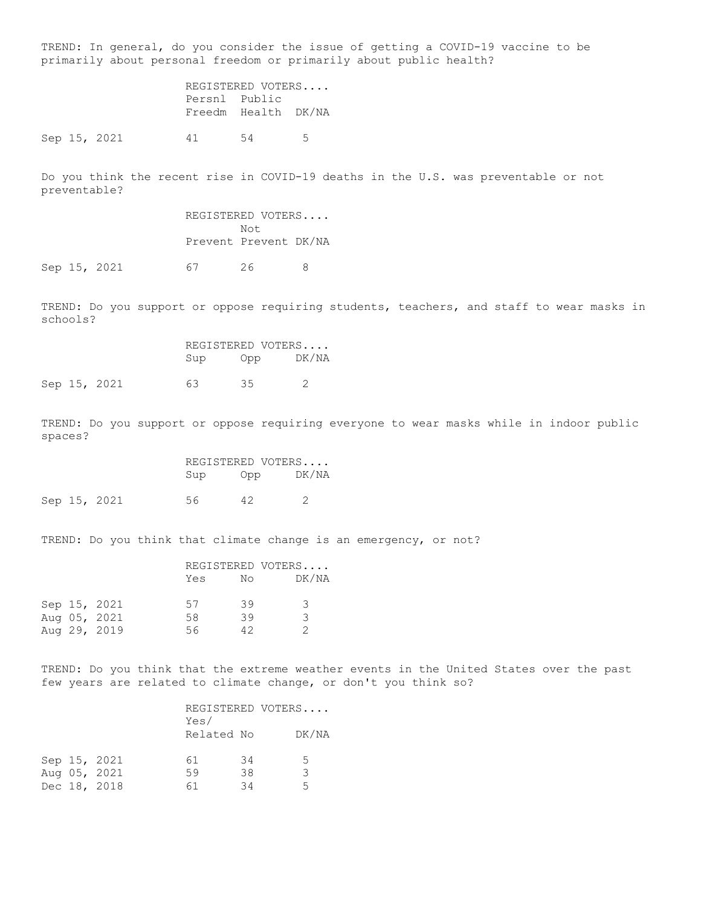TREND: In general, do you consider the issue of getting a COVID-19 vaccine to be primarily about personal freedom or primarily about public health?

| | REGISTERED VOTERS.... | | |
|---|---|---|---|
| | Persnl Freedm | Public Health | DK/NA |
| Sep 15, 2021 | 41 | 54 | 5 |

Do you think the recent rise in COVID-19 deaths in the U.S. was preventable or not preventable?

| | REGISTERED VOTERS.... | | |
|---|---|---|---|
| | Prevent | Not Prevent | DK/NA |
| Sep 15, 2021 | 67 | 26 | 8 |

TREND: Do you support or oppose requiring students, teachers, and staff to wear masks in schools?

| | REGISTERED VOTERS.... | | |
|---|---|---|---|
| | Sup | Opp | DK/NA |
| Sep 15, 2021 | 63 | 35 | 2 |

TREND: Do you support or oppose requiring everyone to wear masks while in indoor public spaces?

| | REGISTERED VOTERS.... | | |
|---|---|---|---|
| | Sup | Opp | DK/NA |
| Sep 15, 2021 | 56 | 42 | 2 |

TREND: Do you think that climate change is an emergency, or not?

| | REGISTERED VOTERS.... | | |
|---|---|---|---|
| | Yes | No | DK/NA |
| Sep 15, 2021 | 57 | 39 | 3 |
| Aug 05, 2021 | 58 | 39 | 3 |
| Aug 29, 2019 | 56 | 42 | 2 |

TREND: Do you think that the extreme weather events in the United States over the past few years are related to climate change, or don't you think so?

| | REGISTERED VOTERS.... | | |
|---|---|---|---|
| | Yes/ Related | No | DK/NA |
| Sep 15, 2021 | 61 | 34 | 5 |
| Aug 05, 2021 | 59 | 38 | 3 |
| Dec 18, 2018 | 61 | 34 | 5 |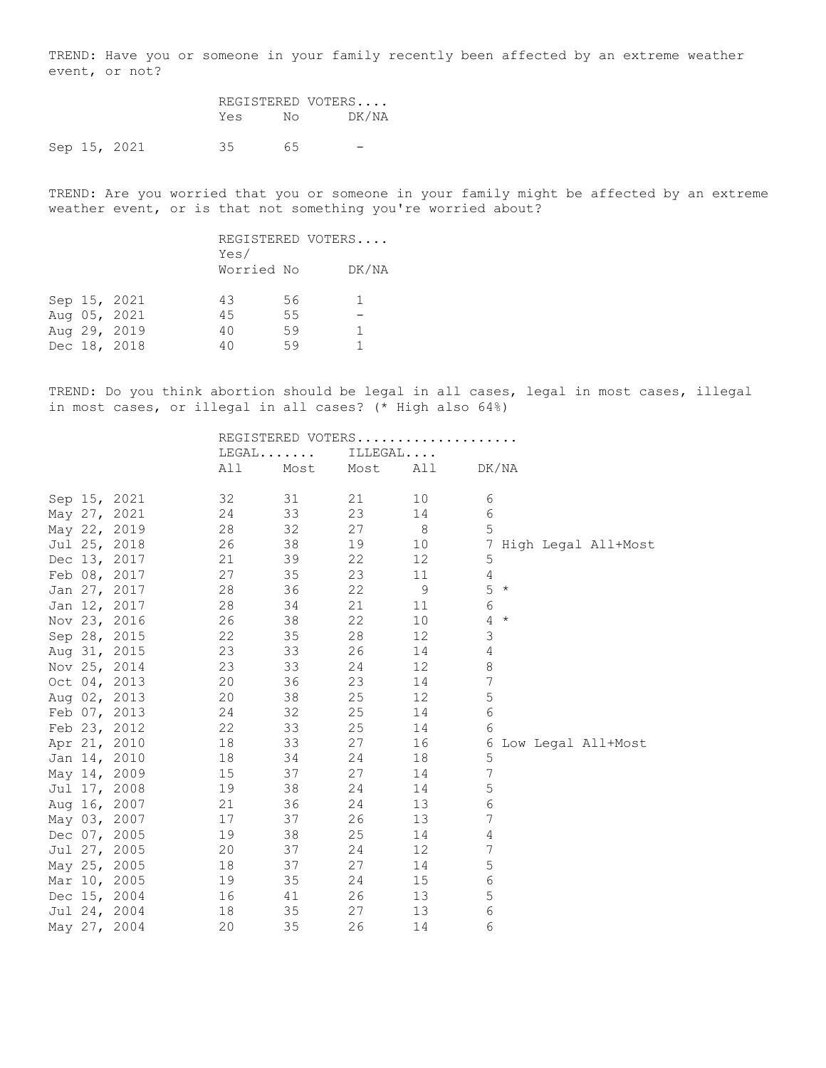TREND: Have you or someone in your family recently been affected by an extreme weather event, or not?

| | REGISTERED VOTERS.... | | |
|---|---|---|---|
| | Yes | No | DK/NA |
| Sep 15, 2021 | 35 | 65 | - |

TREND: Are you worried that you or someone in your family might be affected by an extreme weather event, or is that not something you're worried about?

| | REGISTERED VOTERS.... | | |
|---|---|---|---|
| | Yes/ Worried | No | DK/NA |
| Sep 15, 2021 | 43 | 56 | 1 |
| Aug 05, 2021 | 45 | 55 | - |
| Aug 29, 2019 | 40 | 59 | 1 |
| Dec 18, 2018 | 40 | 59 | 1 |

TREND: Do you think abortion should be legal in all cases, legal in most cases, illegal in most cases, or illegal in all cases? (* High also 64%)

| | REGISTERED VOTERS.................... | | | | | |
|---|---|---|---|---|---|---|
| | LEGAL....... | | ILLEGAL.... | | | |
| | All | Most | Most | All | DK/NA | |
| Sep 15, 2021 | 32 | 31 | 21 | 10 | 6 | |
| May 27, 2021 | 24 | 33 | 23 | 14 | 6 | |
| May 22, 2019 | 28 | 32 | 27 | 8 | 5 | |
| Jul 25, 2018 | 26 | 38 | 19 | 10 | 7 | High Legal All+Most |
| Dec 13, 2017 | 21 | 39 | 22 | 12 | 5 | |
| Feb 08, 2017 | 27 | 35 | 23 | 11 | 4 | |
| Jan 27, 2017 | 28 | 36 | 22 | 9 | 5 | * |
| Jan 12, 2017 | 28 | 34 | 21 | 11 | 6 | |
| Nov 23, 2016 | 26 | 38 | 22 | 10 | 4 | * |
| Sep 28, 2015 | 22 | 35 | 28 | 12 | 3 | |
| Aug 31, 2015 | 23 | 33 | 26 | 14 | 4 | |
| Nov 25, 2014 | 23 | 33 | 24 | 12 | 8 | |
| Oct 04, 2013 | 20 | 36 | 23 | 14 | 7 | |
| Aug 02, 2013 | 20 | 38 | 25 | 12 | 5 | |
| Feb 07, 2013 | 24 | 32 | 25 | 14 | 6 | |
| Feb 23, 2012 | 22 | 33 | 25 | 14 | 6 | |
| Apr 21, 2010 | 18 | 33 | 27 | 16 | 6 | Low Legal All+Most |
| Jan 14, 2010 | 18 | 34 | 24 | 18 | 5 | |
| May 14, 2009 | 15 | 37 | 27 | 14 | 7 | |
| Jul 17, 2008 | 19 | 38 | 24 | 14 | 5 | |
| Aug 16, 2007 | 21 | 36 | 24 | 13 | 6 | |
| May 03, 2007 | 17 | 37 | 26 | 13 | 7 | |
| Dec 07, 2005 | 19 | 38 | 25 | 14 | 4 | |
| Jul 27, 2005 | 20 | 37 | 24 | 12 | 7 | |
| May 25, 2005 | 18 | 37 | 27 | 14 | 5 | |
| Mar 10, 2005 | 19 | 35 | 24 | 15 | 6 | |
| Dec 15, 2004 | 16 | 41 | 26 | 13 | 5 | |
| Jul 24, 2004 | 18 | 35 | 27 | 13 | 6 | |
| May 27, 2004 | 20 | 35 | 26 | 14 | 6 | |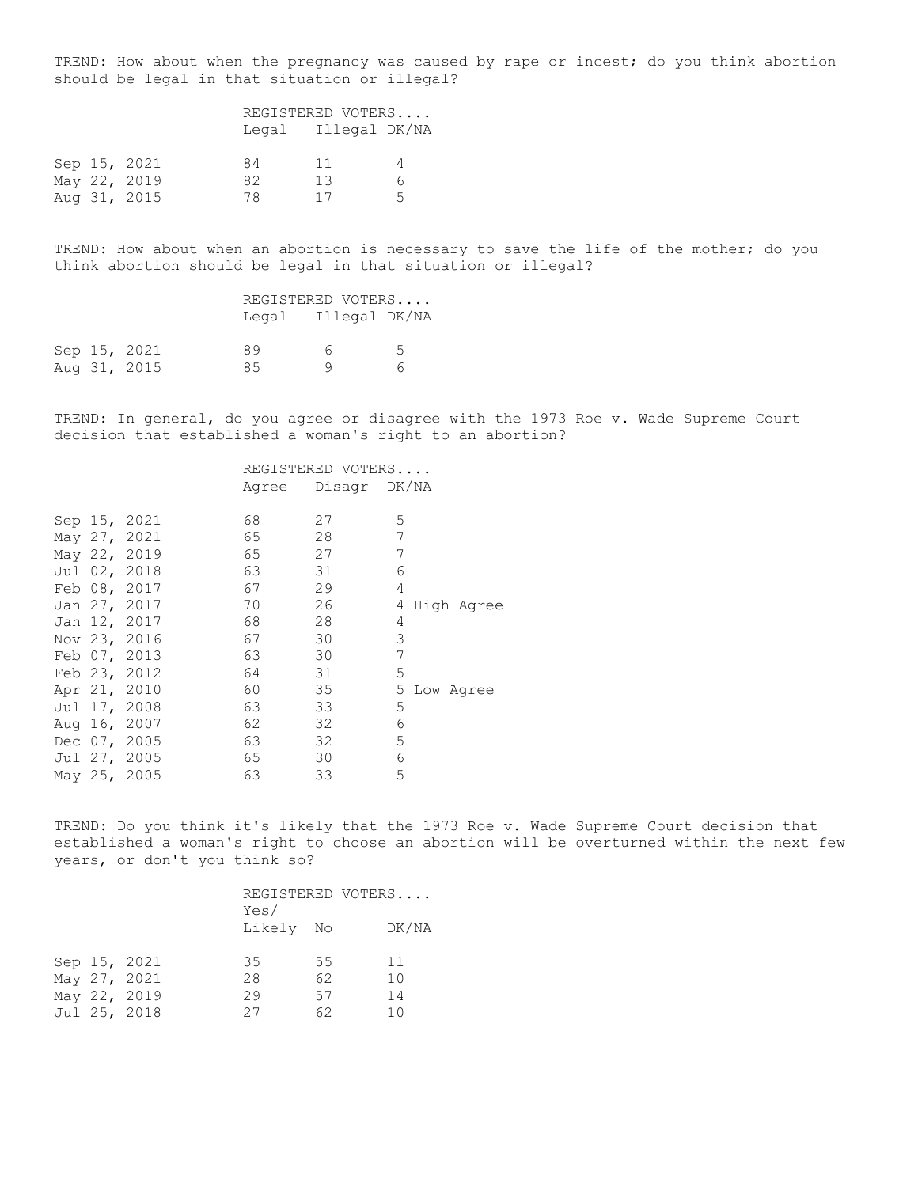TREND: How about when the pregnancy was caused by rape or incest; do you think abortion should be legal in that situation or illegal?

| | REGISTERED VOTERS.... | | |
|---|---|---|---|
| | Legal | Illegal | DK/NA |
| Sep 15, 2021 | 84 | 11 | 4 |
| May 22, 2019 | 82 | 13 | 6 |
| Aug 31, 2015 | 78 | 17 | 5 |

TREND: How about when an abortion is necessary to save the life of the mother; do you think abortion should be legal in that situation or illegal?

| | REGISTERED VOTERS.... | | |
|---|---|---|---|
| | Legal | Illegal | DK/NA |
| Sep 15, 2021 | 89 | 6 | 5 |
| Aug 31, 2015 | 85 | 9 | 6 |

TREND: In general, do you agree or disagree with the 1973 Roe v. Wade Supreme Court decision that established a woman's right to an abortion?

| | REGISTERED VOTERS.... | | | |
|---|---|---|---|---|
| | Agree | Disagr | DK/NA | |
| Sep 15, 2021 | 68 | 27 | 5 | |
| May 27, 2021 | 65 | 28 | 7 | |
| May 22, 2019 | 65 | 27 | 7 | |
| Jul 02, 2018 | 63 | 31 | 6 | |
| Feb 08, 2017 | 67 | 29 | 4 | |
| Jan 27, 2017 | 70 | 26 | 4 | High Agree |
| Jan 12, 2017 | 68 | 28 | 4 | |
| Nov 23, 2016 | 67 | 30 | 3 | |
| Feb 07, 2013 | 63 | 30 | 7 | |
| Feb 23, 2012 | 64 | 31 | 5 | |
| Apr 21, 2010 | 60 | 35 | 5 | Low Agree |
| Jul 17, 2008 | 63 | 33 | 5 | |
| Aug 16, 2007 | 62 | 32 | 6 | |
| Dec 07, 2005 | 63 | 32 | 5 | |
| Jul 27, 2005 | 65 | 30 | 6 | |
| May 25, 2005 | 63 | 33 | 5 | |

TREND: Do you think it's likely that the 1973 Roe v. Wade Supreme Court decision that established a woman's right to choose an abortion will be overturned within the next few years, or don't you think so?

| | REGISTERED VOTERS.... | | |
|---|---|---|---|
| | Yes/ Likely | No | DK/NA |
| Sep 15, 2021 | 35 | 55 | 11 |
| May 27, 2021 | 28 | 62 | 10 |
| May 22, 2019 | 29 | 57 | 14 |
| Jul 25, 2018 | 27 | 62 | 10 |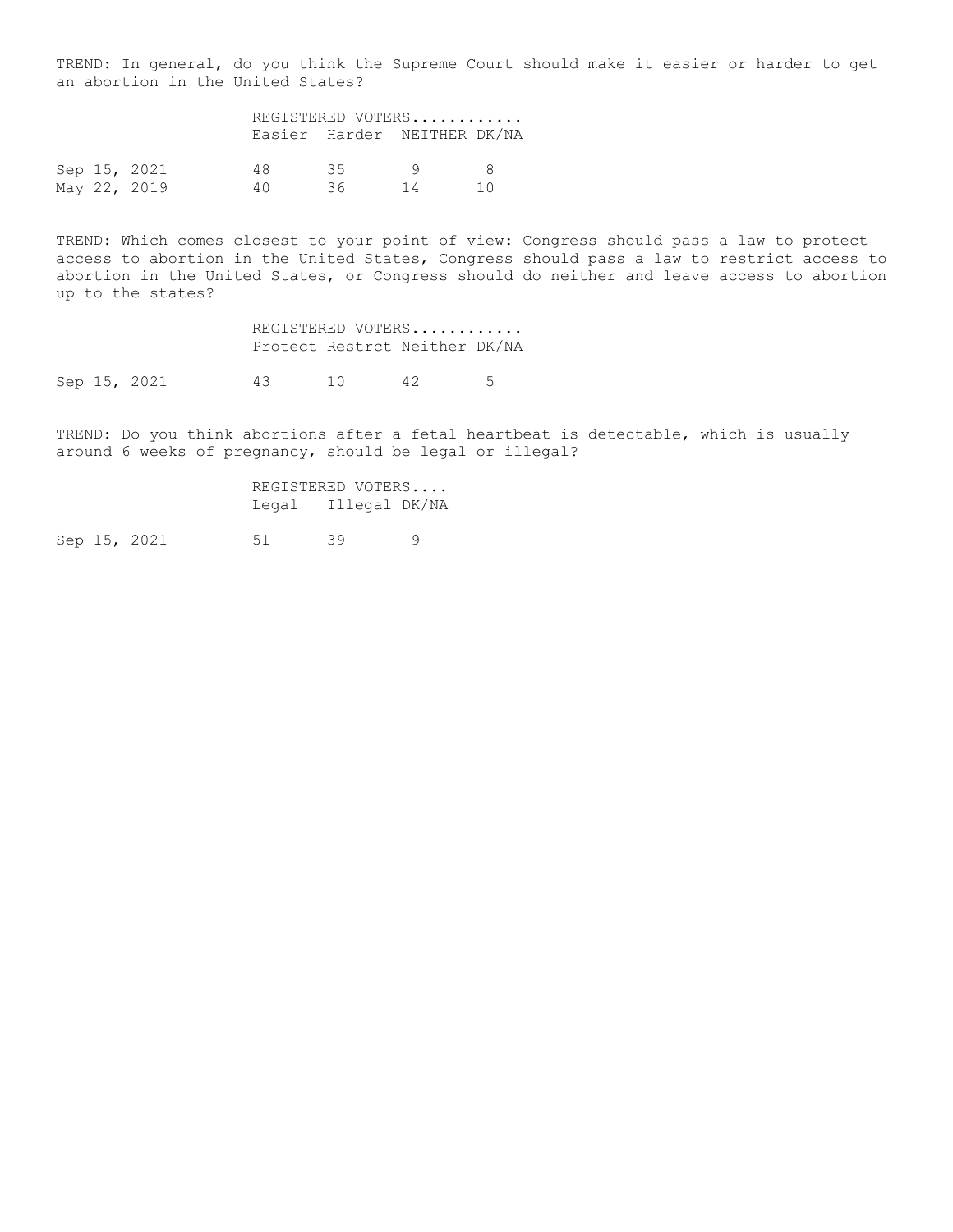TREND: In general, do you think the Supreme Court should make it easier or harder to get an abortion in the United States?

| | REGISTERED VOTERS............ | | | |
|---|---|---|---|---|
| | Easier | Harder | NEITHER | DK/NA |
| Sep 15, 2021 | 48 | 35 | 9 | 8 |
| May 22, 2019 | 40 | 36 | 14 | 10 |

TREND: Which comes closest to your point of view: Congress should pass a law to protect access to abortion in the United States, Congress should pass a law to restrict access to abortion in the United States, or Congress should do neither and leave access to abortion up to the states?

| | REGISTERED VOTERS............ | | | |
|---|---|---|---|---|
| | Protect | Restrct | Neither | DK/NA |
| Sep 15, 2021 | 43 | 10 | 42 | 5 |

TREND: Do you think abortions after a fetal heartbeat is detectable, which is usually around 6 weeks of pregnancy, should be legal or illegal?

| | REGISTERED VOTERS.... | | |
|---|---|---|---|
| | Legal | Illegal | DK/NA |
| Sep 15, 2021 | 51 | 39 | 9 |